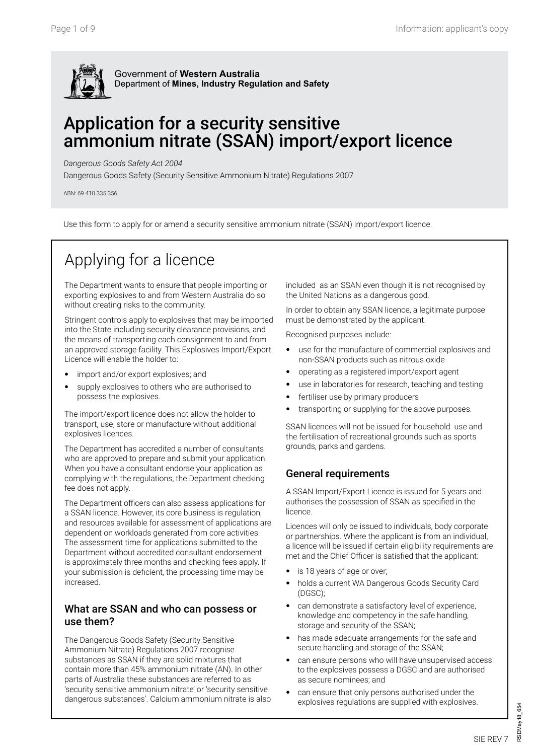Government of **Western Australia**
Department of **Mines, Industry Regulation and Safety**

# Application for a security sensitive ammonium nitrate (SSAN) import/export licence

*Dangerous Goods Safety Act 2004*

Dangerous Goods Safety (Security Sensitive Ammonium Nitrate) Regulations 2007

ABN: 69 410 335 356

Use this form to apply for or amend a security sensitive ammonium nitrate (SSAN) import/export licence.

## Applying for a licence

The Department wants to ensure that people importing or exporting explosives to and from Western Australia do so without creating risks to the community.

Stringent controls apply to explosives that may be imported into the State including security clearance provisions, and the means of transporting each consignment to and from an approved storage facility. This Explosives Import/Export Licence will enable the holder to:

- import and/or export explosives; and
- supply explosives to others who are authorised to possess the explosives.

The import/export licence does not allow the holder to transport, use, store or manufacture without additional explosives licences.

The Department has accredited a number of consultants who are approved to prepare and submit your application. When you have a consultant endorse your application as complying with the regulations, the Department checking fee does not apply.

The Department officers can also assess applications for a SSAN licence. However, its core business is regulation, and resources available for assessment of applications are dependent on workloads generated from core activities. The assessment time for applications submitted to the Department without accredited consultant endorsement is approximately three months and checking fees apply. If your submission is deficient, the processing time may be increased.

### What are SSAN and who can possess or use them?

The Dangerous Goods Safety (Security Sensitive Ammonium Nitrate) Regulations 2007 recognise substances as SSAN if they are solid mixtures that contain more than 45% ammonium nitrate (AN). In other parts of Australia these substances are referred to as 'security sensitive ammonium nitrate' or 'security sensitive dangerous substances'. Calcium ammonium nitrate is also included as an SSAN even though it is not recognised by the United Nations as a dangerous good.

In order to obtain any SSAN licence, a legitimate purpose must be demonstrated by the applicant.

Recognised purposes include:

- use for the manufacture of commercial explosives and non-SSAN products such as nitrous oxide
- operating as a registered import/export agent
- use in laboratories for research, teaching and testing
- fertiliser use by primary producers
- transporting or supplying for the above purposes.

SSAN licences will not be issued for household use and the fertilisation of recreational grounds such as sports grounds, parks and gardens.

### General requirements

A SSAN Import/Export Licence is issued for 5 years and authorises the possession of SSAN as specified in the licence.

Licences will only be issued to individuals, body corporate or partnerships. Where the applicant is from an individual, a licence will be issued if certain eligibility requirements are met and the Chief Officer is satisfied that the applicant:

- is 18 years of age or over;
- holds a current WA Dangerous Goods Security Card (DGSC);
- can demonstrate a satisfactory level of experience, knowledge and competency in the safe handling, storage and security of the SSAN;
- has made adequate arrangements for the safe and secure handling and storage of the SSAN;
- can ensure persons who will have unsupervised access to the explosives possess a DGSC and are authorised as secure nominees; and
- can ensure that only persons authorised under the explosives regulations are supplied with explosives.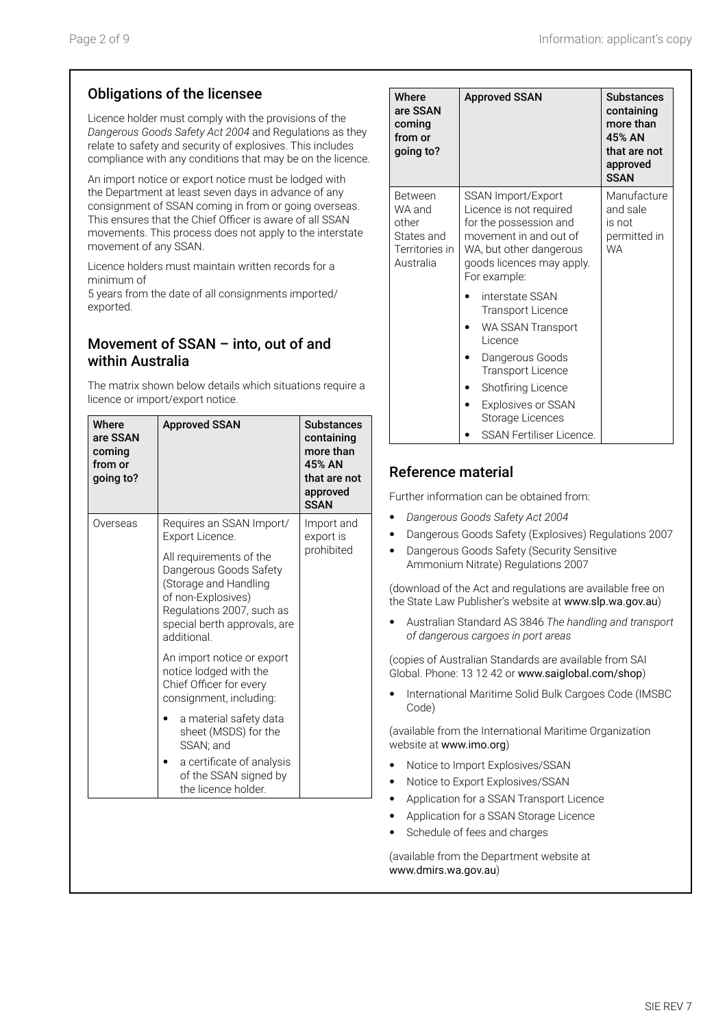## Obligations of the licensee

Licence holder must comply with the provisions of the *Dangerous Goods Safety Act 2004* and Regulations as they relate to safety and security of explosives. This includes compliance with any conditions that may be on the licence.

An import notice or export notice must be lodged with the Department at least seven days in advance of any consignment of SSAN coming in from or going overseas. This ensures that the Chief Officer is aware of all SSAN movements. This process does not apply to the interstate movement of any SSAN.

Licence holders must maintain written records for a minimum of
5 years from the date of all consignments imported/ exported.

## Movement of SSAN – into, out of and within Australia

The matrix shown below details which situations require a licence or import/export notice.

| Where are SSAN coming from or going to? | Approved SSAN | Substances containing more than 45% AN that are not approved SSAN |
|---|---|---|
| Overseas | Requires an SSAN Import/ Export Licence.<br><br>All requirements of the Dangerous Goods Safety (Storage and Handling of non-Explosives) Regulations 2007, such as special berth approvals, are additional.<br><br>An import notice or export notice lodged with the Chief Officer for every consignment, including:<br>• a material safety data sheet (MSDS) for the SSAN; and<br>• a certificate of analysis of the SSAN signed by the licence holder. | Import and export is prohibited |
| Between WA and other States and Territories in Australia | SSAN Import/Export Licence is not required for the possession and movement in and out of WA, but other dangerous goods licences may apply. For example:<br>• interstate SSAN Transport Licence<br>• WA SSAN Transport Licence<br>• Dangerous Goods Transport Licence<br>• Shotfiring Licence<br>• Explosives or SSAN Storage Licences<br>• SSAN Fertiliser Licence. | Manufacture and sale is not permitted in WA |

## Reference material

Further information can be obtained from:

- *Dangerous Goods Safety Act 2004*
- Dangerous Goods Safety (Explosives) Regulations 2007
- Dangerous Goods Safety (Security Sensitive Ammonium Nitrate) Regulations 2007

(download of the Act and regulations are available free on the State Law Publisher's website at www.slp.wa.gov.au)

- Australian Standard AS 3846 *The handling and transport of dangerous cargoes in port areas*

(copies of Australian Standards are available from SAI Global. Phone: 13 12 42 or www.saiglobal.com/shop)

- International Maritime Solid Bulk Cargoes Code (IMSBC Code)

(available from the International Maritime Organization website at www.imo.org)

- Notice to Import Explosives/SSAN
- Notice to Export Explosives/SSAN
- Application for a SSAN Transport Licence
- Application for a SSAN Storage Licence
- Schedule of fees and charges

(available from the Department website at www.dmirs.wa.gov.au)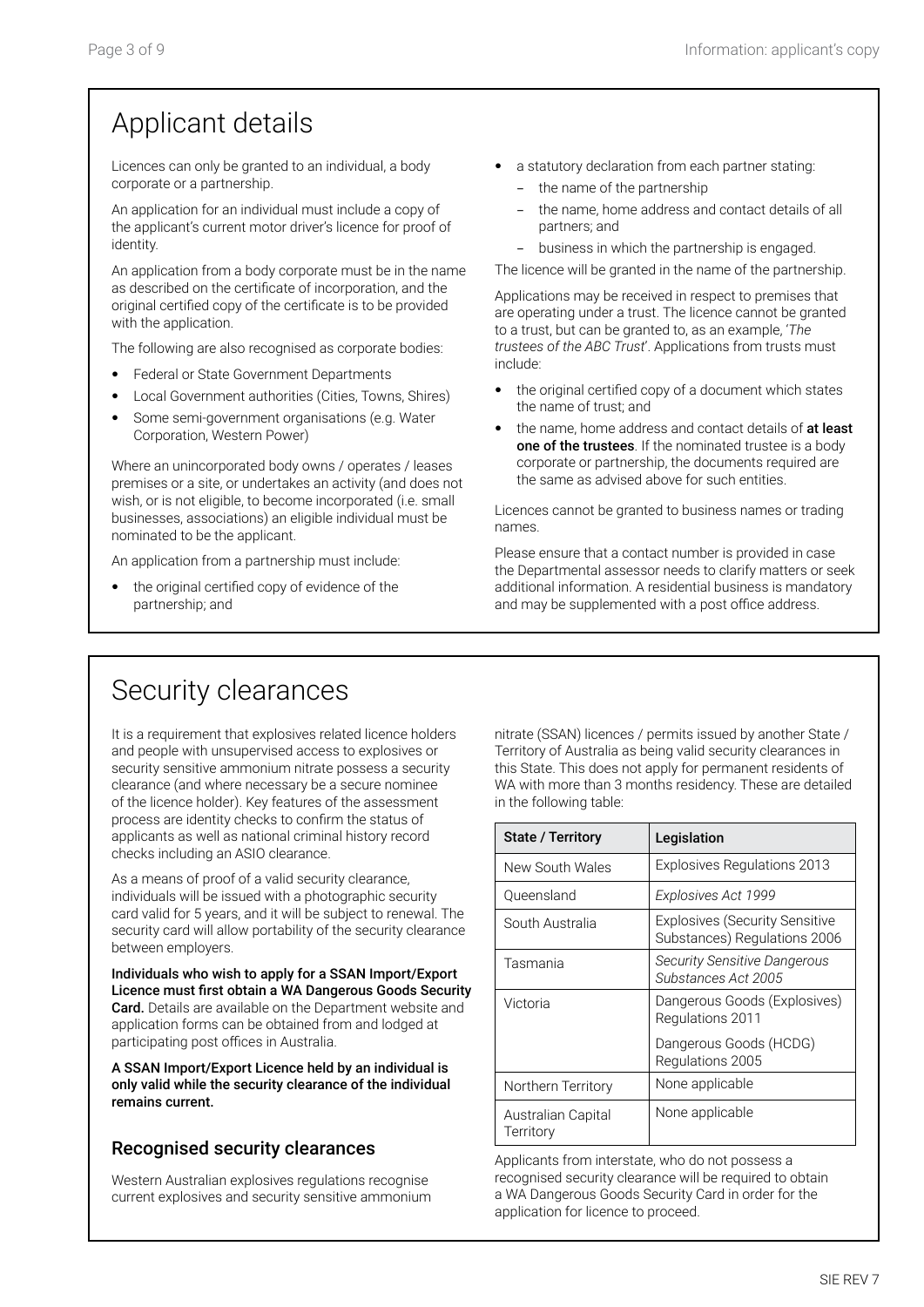# Applicant details

Licences can only be granted to an individual, a body corporate or a partnership.

An application for an individual must include a copy of the applicant's current motor driver's licence for proof of identity.

An application from a body corporate must be in the name as described on the certificate of incorporation, and the original certified copy of the certificate is to be provided with the application.

The following are also recognised as corporate bodies:

- Federal or State Government Departments
- Local Government authorities (Cities, Towns, Shires)
- Some semi-government organisations (e.g. Water Corporation, Western Power)

Where an unincorporated body owns / operates / leases premises or a site, or undertakes an activity (and does not wish, or is not eligible, to become incorporated (i.e. small businesses, associations) an eligible individual must be nominated to be the applicant.

An application from a partnership must include:

- the original certified copy of evidence of the partnership; and
- a statutory declaration from each partner stating:
  - the name of the partnership
  - the name, home address and contact details of all partners; and
  - business in which the partnership is engaged.

The licence will be granted in the name of the partnership.

Applications may be received in respect to premises that are operating under a trust. The licence cannot be granted to a trust, but can be granted to, as an example, '*The trustees of the ABC Trust*'. Applications from trusts must include:

- the original certified copy of a document which states the name of trust; and
- the name, home address and contact details of **at least one of the trustees**. If the nominated trustee is a body corporate or partnership, the documents required are the same as advised above for such entities.

Licences cannot be granted to business names or trading names.

Please ensure that a contact number is provided in case the Departmental assessor needs to clarify matters or seek additional information. A residential business is mandatory and may be supplemented with a post office address.

# Security clearances

It is a requirement that explosives related licence holders and people with unsupervised access to explosives or security sensitive ammonium nitrate possess a security clearance (and where necessary be a secure nominee of the licence holder). Key features of the assessment process are identity checks to confirm the status of applicants as well as national criminal history record checks including an ASIO clearance.

As a means of proof of a valid security clearance, individuals will be issued with a photographic security card valid for 5 years, and it will be subject to renewal. The security card will allow portability of the security clearance between employers.

**Individuals who wish to apply for a SSAN Import/Export Licence must first obtain a WA Dangerous Goods Security Card.** Details are available on the Department website and application forms can be obtained from and lodged at participating post offices in Australia.

**A SSAN Import/Export Licence held by an individual is only valid while the security clearance of the individual remains current.**

## Recognised security clearances

Western Australian explosives regulations recognise current explosives and security sensitive ammonium nitrate (SSAN) licences / permits issued by another State / Territory of Australia as being valid security clearances in this State. This does not apply for permanent residents of WA with more than 3 months residency. These are detailed in the following table:

| State / Territory | Legislation |
|---|---|
| New South Wales | Explosives Regulations 2013 |
| Queensland | *Explosives Act 1999* |
| South Australia | Explosives (Security Sensitive Substances) Regulations 2006 |
| Tasmania | *Security Sensitive Dangerous Substances Act 2005* |
| Victoria | Dangerous Goods (Explosives) Regulations 2011<br>Dangerous Goods (HCDG) Regulations 2005 |
| Northern Territory | None applicable |
| Australian Capital Territory | None applicable |

Applicants from interstate, who do not possess a recognised security clearance will be required to obtain a WA Dangerous Goods Security Card in order for the application for licence to proceed.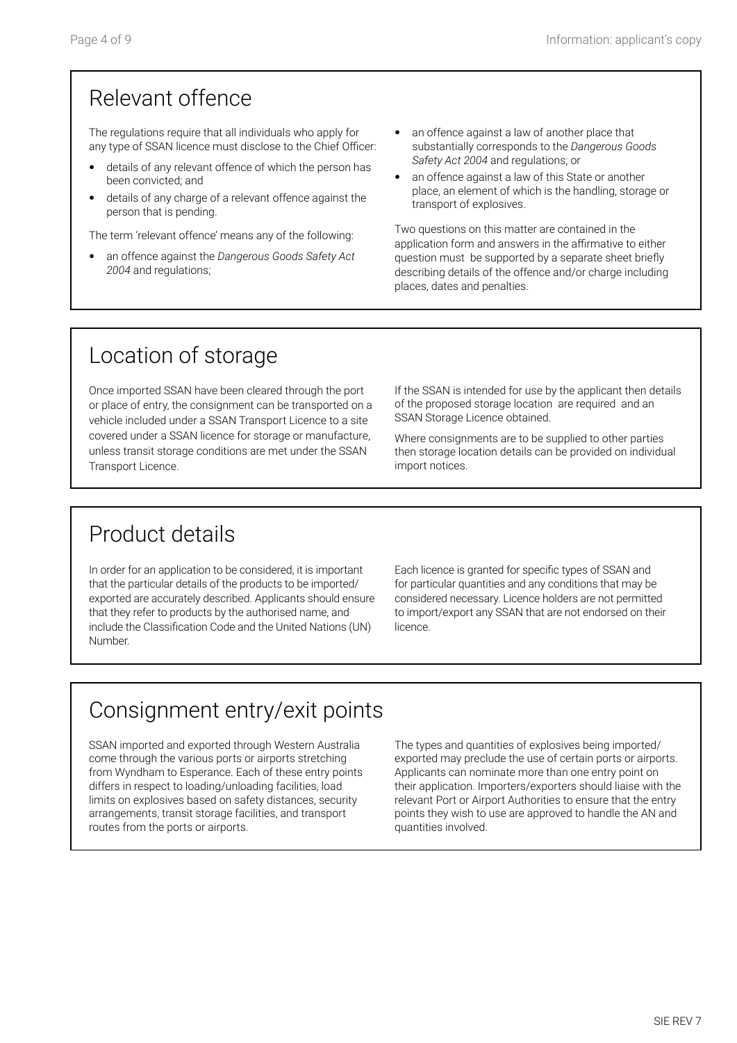## Relevant offence

The regulations require that all individuals who apply for any type of SSAN licence must disclose to the Chief Officer:

- details of any relevant offence of which the person has been convicted; and
- details of any charge of a relevant offence against the person that is pending.

The term 'relevant offence' means any of the following:

- an offence against the *Dangerous Goods Safety Act 2004* and regulations;
- an offence against a law of another place that substantially corresponds to the *Dangerous Goods Safety Act 2004* and regulations; or
- an offence against a law of this State or another place, an element of which is the handling, storage or transport of explosives.

Two questions on this matter are contained in the application form and answers in the affirmative to either question must be supported by a separate sheet briefly describing details of the offence and/or charge including places, dates and penalties.

## Location of storage

Once imported SSAN have been cleared through the port or place of entry, the consignment can be transported on a vehicle included under a SSAN Transport Licence to a site covered under a SSAN licence for storage or manufacture, unless transit storage conditions are met under the SSAN Transport Licence.

If the SSAN is intended for use by the applicant then details of the proposed storage location are required and an SSAN Storage Licence obtained.

Where consignments are to be supplied to other parties then storage location details can be provided on individual import notices.

## Product details

In order for an application to be considered, it is important that the particular details of the products to be imported/exported are accurately described. Applicants should ensure that they refer to products by the authorised name, and include the Classification Code and the United Nations (UN) Number.

Each licence is granted for specific types of SSAN and for particular quantities and any conditions that may be considered necessary. Licence holders are not permitted to import/export any SSAN that are not endorsed on their licence.

## Consignment entry/exit points

SSAN imported and exported through Western Australia come through the various ports or airports stretching from Wyndham to Esperance. Each of these entry points differs in respect to loading/unloading facilities, load limits on explosives based on safety distances, security arrangements, transit storage facilities, and transport routes from the ports or airports.

The types and quantities of explosives being imported/exported may preclude the use of certain ports or airports. Applicants can nominate more than one entry point on their application. Importers/exporters should liaise with the relevant Port or Airport Authorities to ensure that the entry points they wish to use are approved to handle the AN and quantities involved.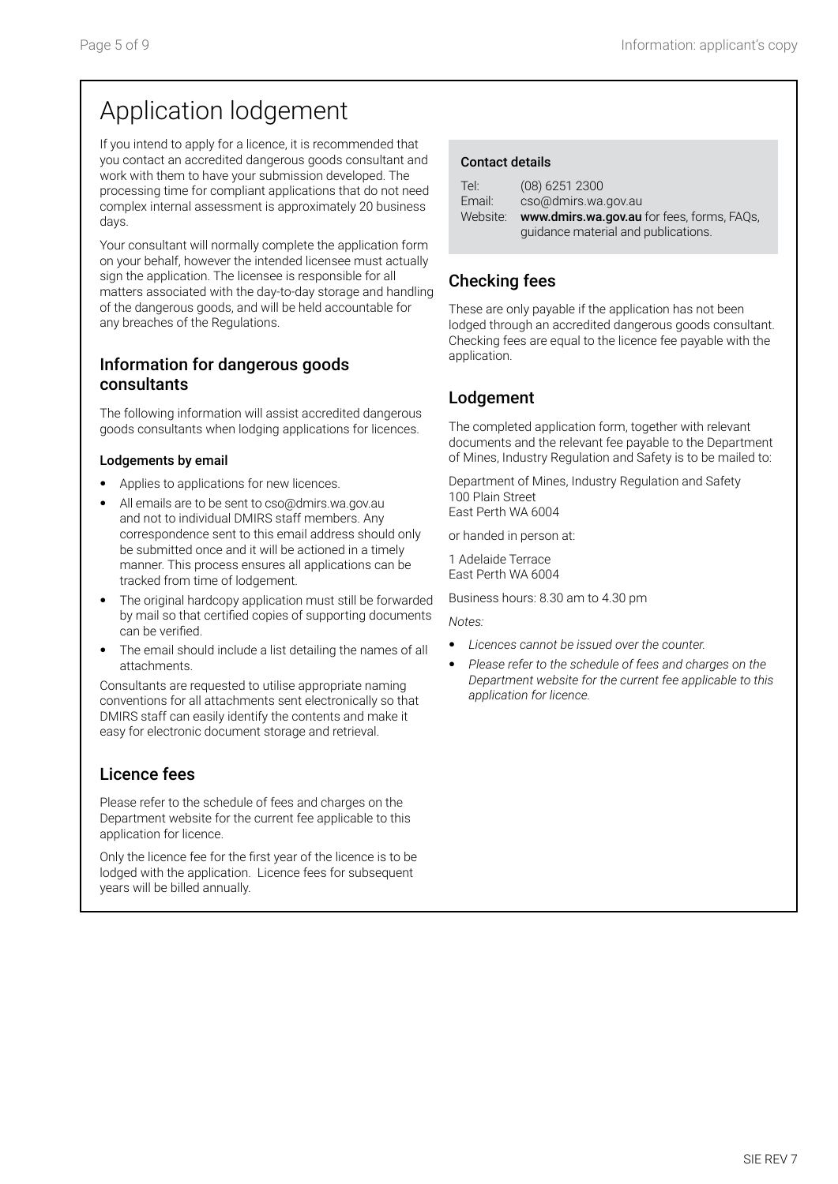# Application lodgement

If you intend to apply for a licence, it is recommended that you contact an accredited dangerous goods consultant and work with them to have your submission developed. The processing time for compliant applications that do not need complex internal assessment is approximately 20 business days.

Your consultant will normally complete the application form on your behalf, however the intended licensee must actually sign the application. The licensee is responsible for all matters associated with the day-to-day storage and handling of the dangerous goods, and will be held accountable for any breaches of the Regulations.

## Information for dangerous goods consultants

The following information will assist accredited dangerous goods consultants when lodging applications for licences.

**Lodgements by email**

- Applies to applications for new licences.
- All emails are to be sent to cso@dmirs.wa.gov.au and not to individual DMIRS staff members. Any correspondence sent to this email address should only be submitted once and it will be actioned in a timely manner. This process ensures all applications can be tracked from time of lodgement.
- The original hardcopy application must still be forwarded by mail so that certified copies of supporting documents can be verified.
- The email should include a list detailing the names of all attachments.

Consultants are requested to utilise appropriate naming conventions for all attachments sent electronically so that DMIRS staff can easily identify the contents and make it easy for electronic document storage and retrieval.

## Licence fees

Please refer to the schedule of fees and charges on the Department website for the current fee applicable to this application for licence.

Only the licence fee for the first year of the licence is to be lodged with the application. Licence fees for subsequent years will be billed annually.

**Contact details**

Tel: (08) 6251 2300
Email: cso@dmirs.wa.gov.au
Website: **www.dmirs.wa.gov.au** for fees, forms, FAQs, guidance material and publications.

## Checking fees

These are only payable if the application has not been lodged through an accredited dangerous goods consultant. Checking fees are equal to the licence fee payable with the application.

## Lodgement

The completed application form, together with relevant documents and the relevant fee payable to the Department of Mines, Industry Regulation and Safety is to be mailed to:

Department of Mines, Industry Regulation and Safety
100 Plain Street
East Perth WA 6004

or handed in person at:

1 Adelaide Terrace
East Perth WA 6004

Business hours: 8.30 am to 4.30 pm

*Notes:*

- *Licences cannot be issued over the counter.*
- *Please refer to the schedule of fees and charges on the Department website for the current fee applicable to this application for licence.*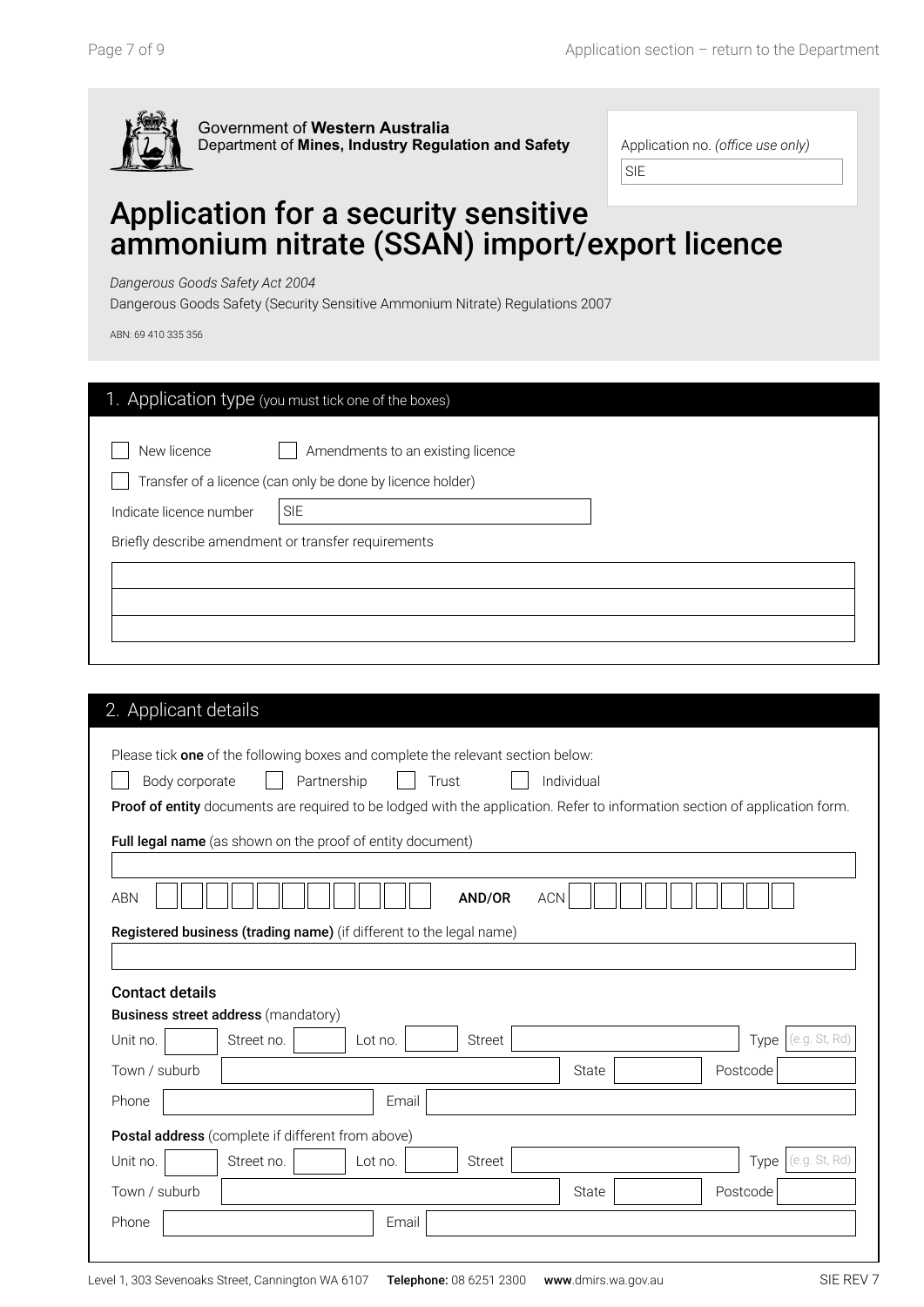Government of **Western Australia**
Department of **Mines, Industry Regulation and Safety**

Application no. *(office use only)*
SIE

# Application for a security sensitive ammonium nitrate (SSAN) import/export licence

*Dangerous Goods Safety Act 2004*

Dangerous Goods Safety (Security Sensitive Ammonium Nitrate) Regulations 2007

ABN: 69 410 335 356

## 1. Application type (you must tick one of the boxes)

☐ New licence ☐ Amendments to an existing licence

☐ Transfer of a licence (can only be done by licence holder)

Indicate licence number SIE

Briefly describe amendment or transfer requirements

## 2. Applicant details

Please tick **one** of the following boxes and complete the relevant section below:

☐ Body corporate ☐ Partnership ☐ Trust ☐ Individual

**Proof of entity** documents are required to be lodged with the application. Refer to information section of application form.

**Full legal name** (as shown on the proof of entity document)

ABN **AND/OR** ACN

**Registered business (trading name)** (if different to the legal name)

### Contact details

**Business street address** (mandatory)

Unit no. Street no. Lot no. Street Type (e.g. St, Rd)

Town / suburb State Postcode

Phone Email

**Postal address** (complete if different from above)

Unit no. Street no. Lot no. Street Type (e.g. St, Rd)

Town / suburb State Postcode

Phone Email

Level 1, 303 Sevenoaks Street, Cannington WA 6107 **Telephone:** 08 6251 2300 **www**.dmirs.wa.gov.au SIE REV 7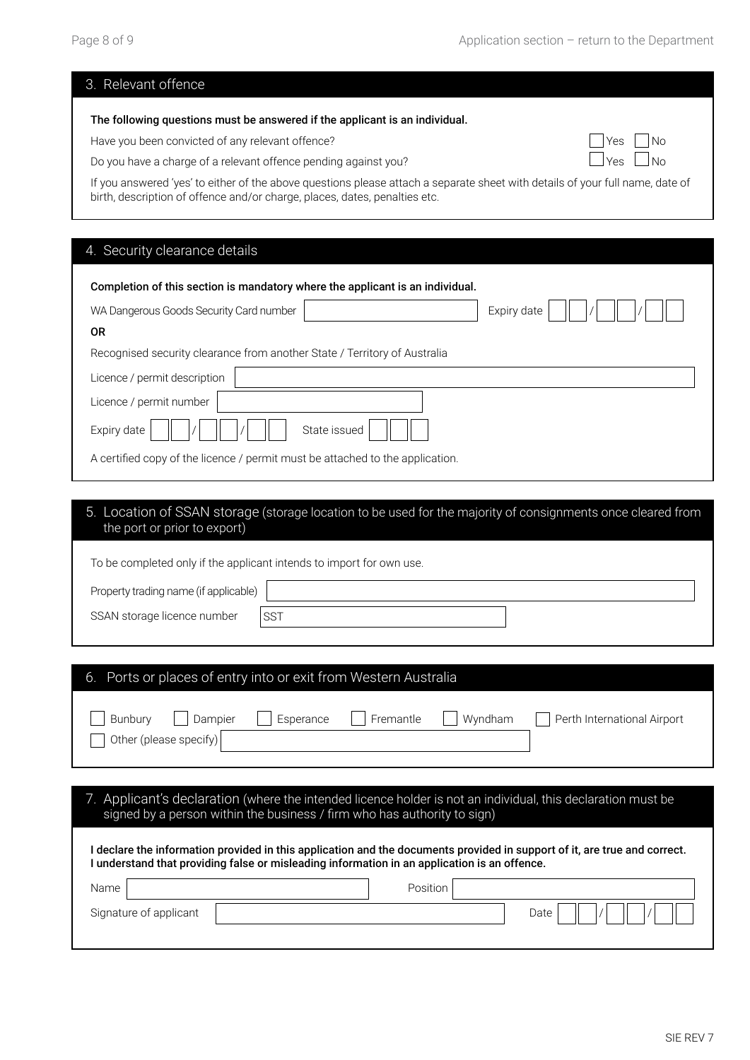## 3. Relevant offence

**The following questions must be answered if the applicant is an individual.**

Have you been convicted of any relevant offence? ☐ Yes ☐ No

Do you have a charge of a relevant offence pending against you? ☐ Yes ☐ No

If you answered 'yes' to either of the above questions please attach a separate sheet with details of your full name, date of birth, description of offence and/or charge, places, dates, penalties etc.

## 4. Security clearance details

**Completion of this section is mandatory where the applicant is an individual.**

WA Dangerous Goods Security Card number ______________ Expiry date __ __ / __ __ / __ __

**OR**

Recognised security clearance from another State / Territory of Australia

Licence / permit description ______________

Licence / permit number ______________

Expiry date __ __ / __ __ / __ __ State issued __ __ __

A certified copy of the licence / permit must be attached to the application.

## 5. Location of SSAN storage (storage location to be used for the majority of consignments once cleared from the port or prior to export)

To be completed only if the applicant intends to import for own use.

Property trading name (if applicable) ______________

SSAN storage licence number SST ______________

## 6. Ports or places of entry into or exit from Western Australia

☐ Bunbury ☐ Dampier ☐ Esperance ☐ Fremantle ☐ Wyndham ☐ Perth International Airport

☐ Other (please specify) ______________

## 7. Applicant's declaration (where the intended licence holder is not an individual, this declaration must be signed by a person within the business / firm who has authority to sign)

**I declare the information provided in this application and the documents provided in support of it, are true and correct. I understand that providing false or misleading information in an application is an offence.**

Name ______________ Position ______________

Signature of applicant ______________ Date __ __ / __ __ / __ __

SIE REV 7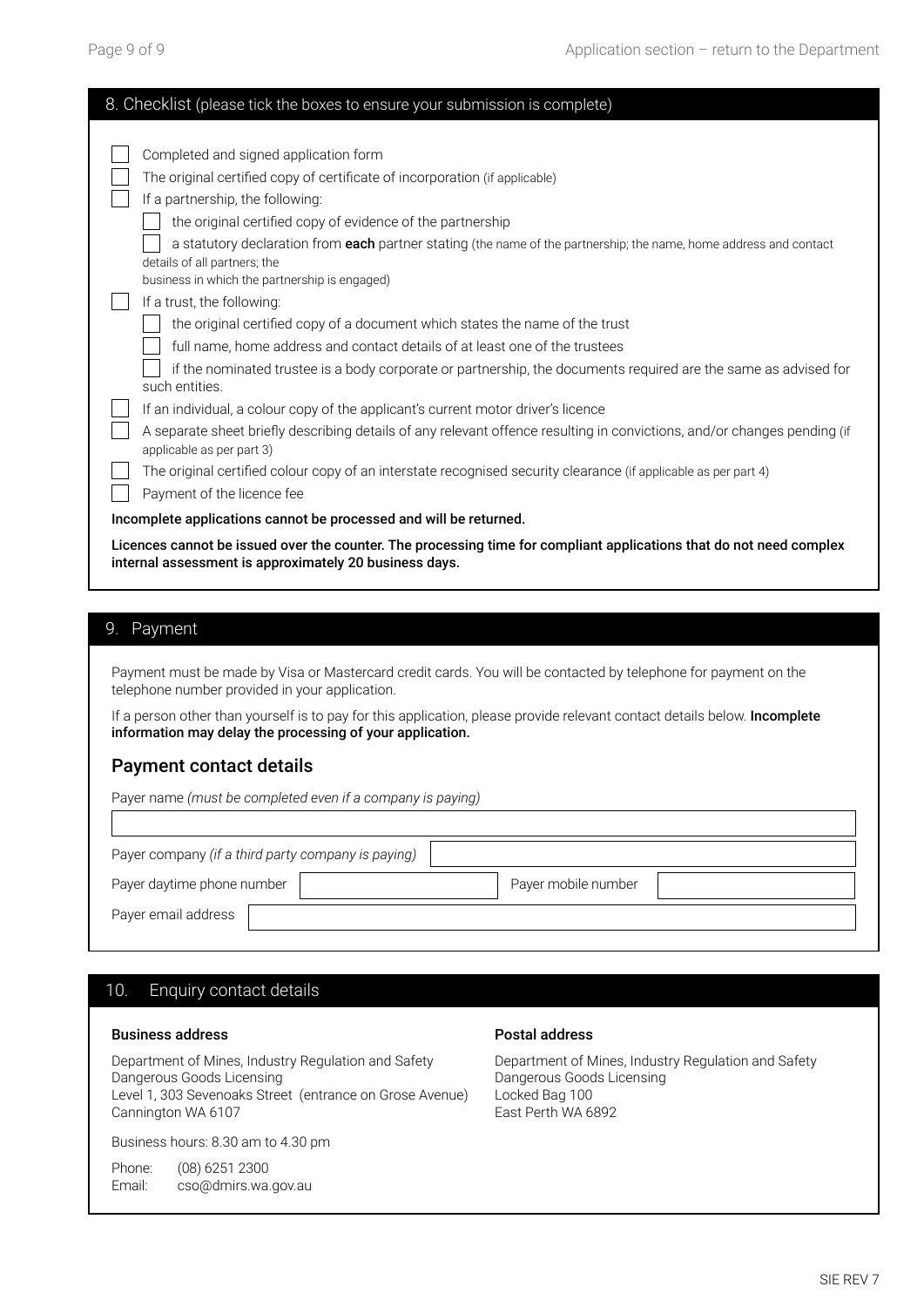## 8. Checklist (please tick the boxes to ensure your submission is complete)

- ☐ Completed and signed application form
- ☐ The original certified copy of certificate of incorporation (if applicable)
- ☐ If a partnership, the following:
  - ☐ the original certified copy of evidence of the partnership
  - ☐ a statutory declaration from **each** partner stating (the name of the partnership; the name, home address and contact details of all partners; the business in which the partnership is engaged)
- ☐ If a trust, the following:
  - ☐ the original certified copy of a document which states the name of the trust
  - ☐ full name, home address and contact details of at least one of the trustees
  - ☐ if the nominated trustee is a body corporate or partnership, the documents required are the same as advised for such entities.
- ☐ If an individual, a colour copy of the applicant's current motor driver's licence
- ☐ A separate sheet briefly describing details of any relevant offence resulting in convictions, and/or changes pending (if applicable as per part 3)
- ☐ The original certified colour copy of an interstate recognised security clearance (if applicable as per part 4)
- ☐ Payment of the licence fee

**Incomplete applications cannot be processed and will be returned.**

**Licences cannot be issued over the counter. The processing time for compliant applications that do not need complex internal assessment is approximately 20 business days.**

## 9. Payment

Payment must be made by Visa or Mastercard credit cards. You will be contacted by telephone for payment on the telephone number provided in your application.

If a person other than yourself is to pay for this application, please provide relevant contact details below. **Incomplete information may delay the processing of your application.**

### Payment contact details

Payer name *(must be completed even if a company is paying)*

______________________

Payer company *(if a third party company is paying)* ______________________

Payer daytime phone number ______________ Payer mobile number ______________

Payer email address ______________________

## 10. Enquiry contact details

**Business address**

Department of Mines, Industry Regulation and Safety
Dangerous Goods Licensing
Level 1, 303 Sevenoaks Street (entrance on Grose Avenue)
Cannington WA 6107

Business hours: 8.30 am to 4.30 pm

Phone: (08) 6251 2300
Email: cso@dmirs.wa.gov.au

**Postal address**

Department of Mines, Industry Regulation and Safety
Dangerous Goods Licensing
Locked Bag 100
East Perth WA 6892

SIE REV 7